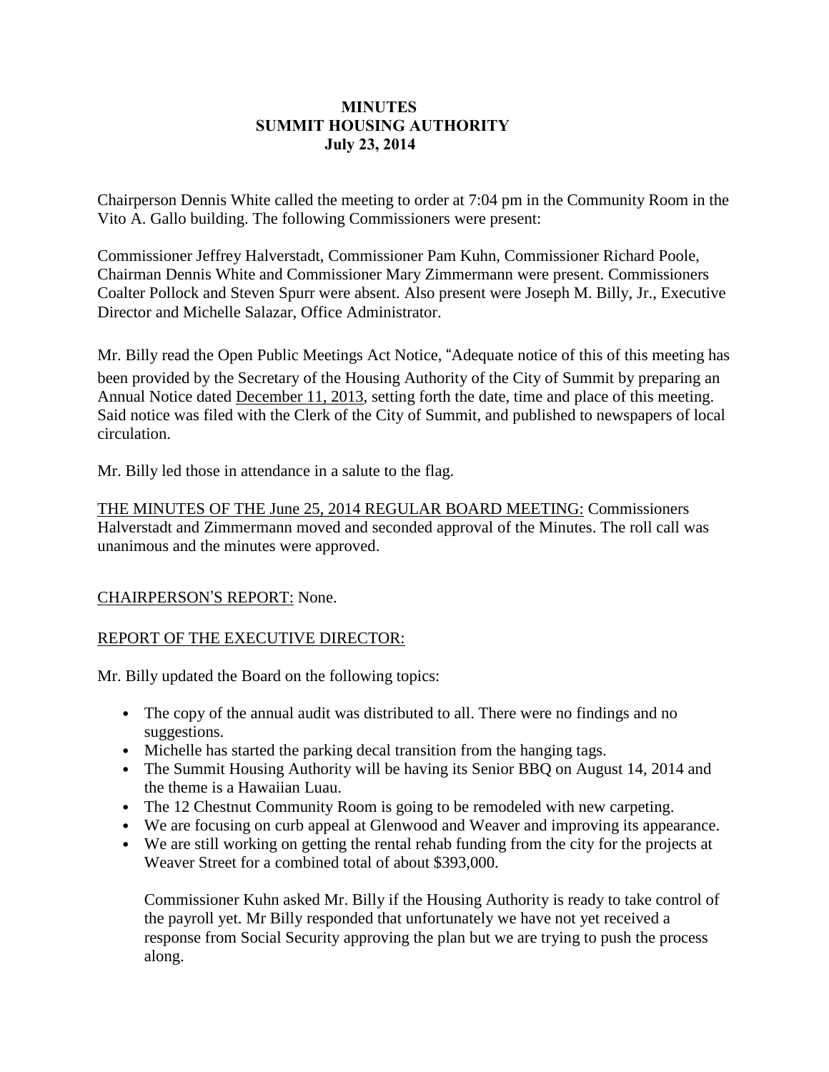# MINUTES
## SUMMIT HOUSING AUTHORITY
### July 23, 2014

Chairperson Dennis White called the meeting to order at 7:04 pm in the Community Room in the Vito A. Gallo building. The following Commissioners were present:

Commissioner Jeffrey Halverstadt, Commissioner Pam Kuhn, Commissioner Richard Poole, Chairman Dennis White and Commissioner Mary Zimmermann were present. Commissioners Coalter Pollock and Steven Spurr were absent. Also present were Joseph M. Billy, Jr., Executive Director and Michelle Salazar, Office Administrator.

Mr. Billy read the Open Public Meetings Act Notice, "Adequate notice of this of this meeting has been provided by the Secretary of the Housing Authority of the City of Summit by preparing an Annual Notice dated <u>December 11, 2013</u>, setting forth the date, time and place of this meeting. Said notice was filed with the Clerk of the City of Summit, and published to newspapers of local circulation.

Mr. Billy led those in attendance in a salute to the flag.

<u>THE MINUTES OF THE June 25, 2014 REGULAR BOARD MEETING:</u> Commissioners Halverstadt and Zimmermann moved and seconded approval of the Minutes. The roll call was unanimous and the minutes were approved.

<u>CHAIRPERSON'S REPORT:</u> None.

<u>REPORT OF THE EXECUTIVE DIRECTOR:</u>

Mr. Billy updated the Board on the following topics:

- The copy of the annual audit was distributed to all. There were no findings and no suggestions.
- Michelle has started the parking decal transition from the hanging tags.
- The Summit Housing Authority will be having its Senior BBQ on August 14, 2014 and the theme is a Hawaiian Luau.
- The 12 Chestnut Community Room is going to be remodeled with new carpeting.
- We are focusing on curb appeal at Glenwood and Weaver and improving its appearance.
- We are still working on getting the rental rehab funding from the city for the projects at Weaver Street for a combined total of about $393,000.

  Commissioner Kuhn asked Mr. Billy if the Housing Authority is ready to take control of the payroll yet. Mr Billy responded that unfortunately we have not yet received a response from Social Security approving the plan but we are trying to push the process along.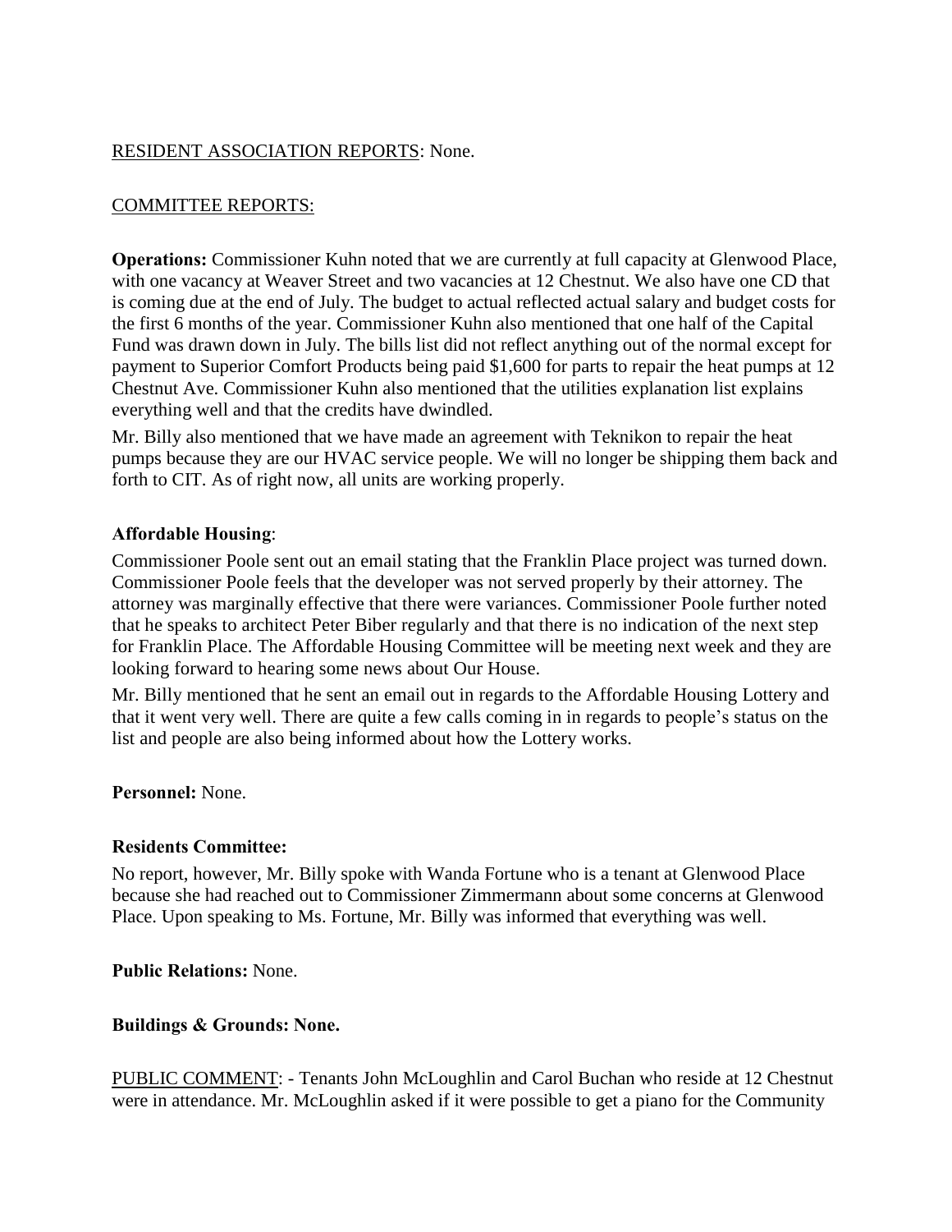RESIDENT ASSOCIATION REPORTS: None.

COMMITTEE REPORTS:

**Operations:** Commissioner Kuhn noted that we are currently at full capacity at Glenwood Place, with one vacancy at Weaver Street and two vacancies at 12 Chestnut. We also have one CD that is coming due at the end of July. The budget to actual reflected actual salary and budget costs for the first 6 months of the year. Commissioner Kuhn also mentioned that one half of the Capital Fund was drawn down in July. The bills list did not reflect anything out of the normal except for payment to Superior Comfort Products being paid $1,600 for parts to repair the heat pumps at 12 Chestnut Ave. Commissioner Kuhn also mentioned that the utilities explanation list explains everything well and that the credits have dwindled.

Mr. Billy also mentioned that we have made an agreement with Teknikon to repair the heat pumps because they are our HVAC service people. We will no longer be shipping them back and forth to CIT. As of right now, all units are working properly.

**Affordable Housing**:

Commissioner Poole sent out an email stating that the Franklin Place project was turned down. Commissioner Poole feels that the developer was not served properly by their attorney. The attorney was marginally effective that there were variances. Commissioner Poole further noted that he speaks to architect Peter Biber regularly and that there is no indication of the next step for Franklin Place. The Affordable Housing Committee will be meeting next week and they are looking forward to hearing some news about Our House.

Mr. Billy mentioned that he sent an email out in regards to the Affordable Housing Lottery and that it went very well. There are quite a few calls coming in in regards to people's status on the list and people are also being informed about how the Lottery works.

**Personnel:** None.

**Residents Committee:**

No report, however, Mr. Billy spoke with Wanda Fortune who is a tenant at Glenwood Place because she had reached out to Commissioner Zimmermann about some concerns at Glenwood Place. Upon speaking to Ms. Fortune, Mr. Billy was informed that everything was well.

**Public Relations:** None.

**Buildings & Grounds: None.**

PUBLIC COMMENT: - Tenants John McLoughlin and Carol Buchan who reside at 12 Chestnut were in attendance. Mr. McLoughlin asked if it were possible to get a piano for the Community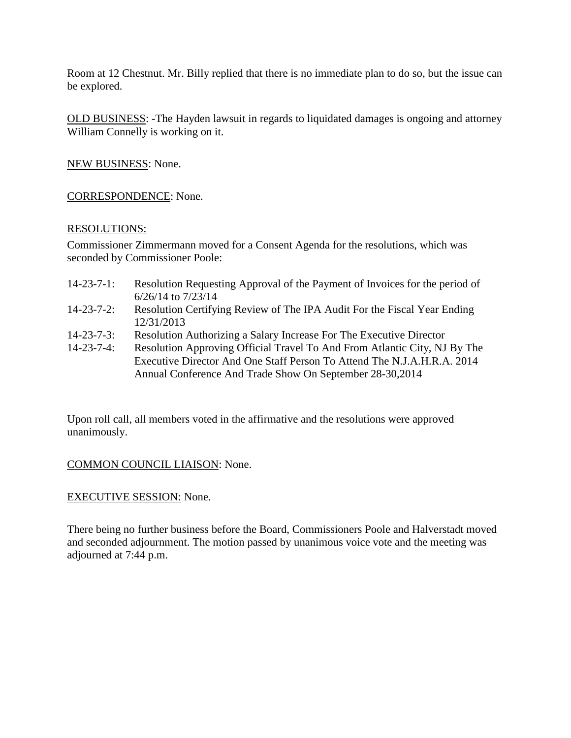Room at 12 Chestnut. Mr. Billy replied that there is no immediate plan to do so, but the issue can be explored.

OLD BUSINESS: -The Hayden lawsuit in regards to liquidated damages is ongoing and attorney William Connelly is working on it.

NEW BUSINESS: None.

CORRESPONDENCE: None.

RESOLUTIONS:

Commissioner Zimmermann moved for a Consent Agenda for the resolutions, which was seconded by Commissioner Poole:

| | |
|---|---|
| 14-23-7-1: | Resolution Requesting Approval of the Payment of Invoices for the period of 6/26/14 to 7/23/14 |
| 14-23-7-2: | Resolution Certifying Review of The IPA Audit For the Fiscal Year Ending 12/31/2013 |
| 14-23-7-3: | Resolution Authorizing a Salary Increase For The Executive Director |
| 14-23-7-4: | Resolution Approving Official Travel To And From Atlantic City, NJ By The Executive Director And One Staff Person To Attend The N.J.A.H.R.A. 2014 Annual Conference And Trade Show On September 28-30,2014 |

Upon roll call, all members voted in the affirmative and the resolutions were approved unanimously.

COMMON COUNCIL LIAISON: None.

EXECUTIVE SESSION: None.

There being no further business before the Board, Commissioners Poole and Halverstadt moved and seconded adjournment. The motion passed by unanimous voice vote and the meeting was adjourned at 7:44 p.m.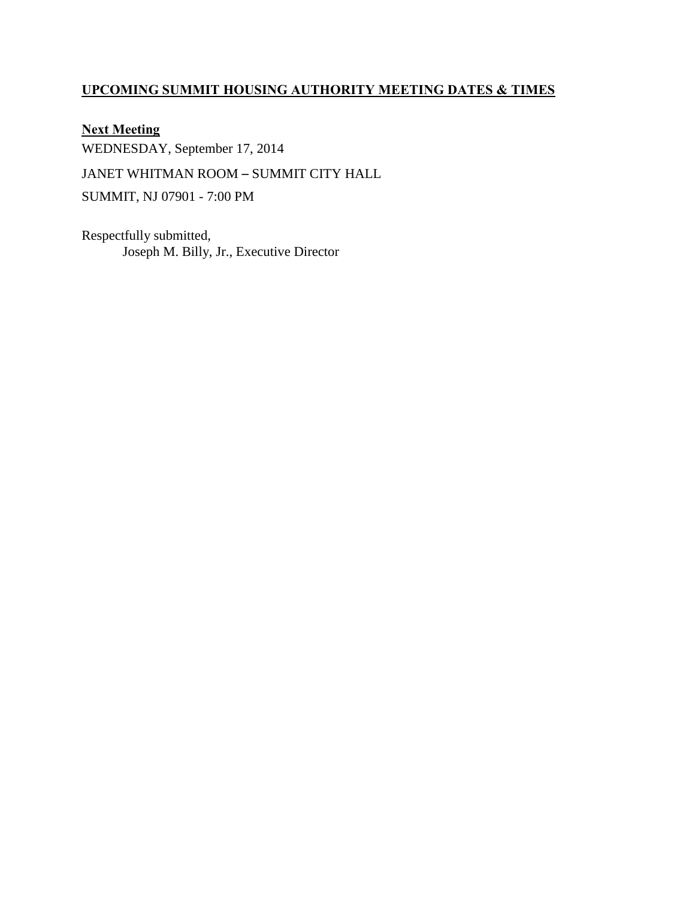## **UPCOMING SUMMIT HOUSING AUTHORITY MEETING DATES & TIMES**

**Next Meeting**

WEDNESDAY, September 17, 2014

JANET WHITMAN ROOM – SUMMIT CITY HALL

SUMMIT, NJ 07901 - 7:00 PM

Respectfully submitted,
Joseph M. Billy, Jr., Executive Director